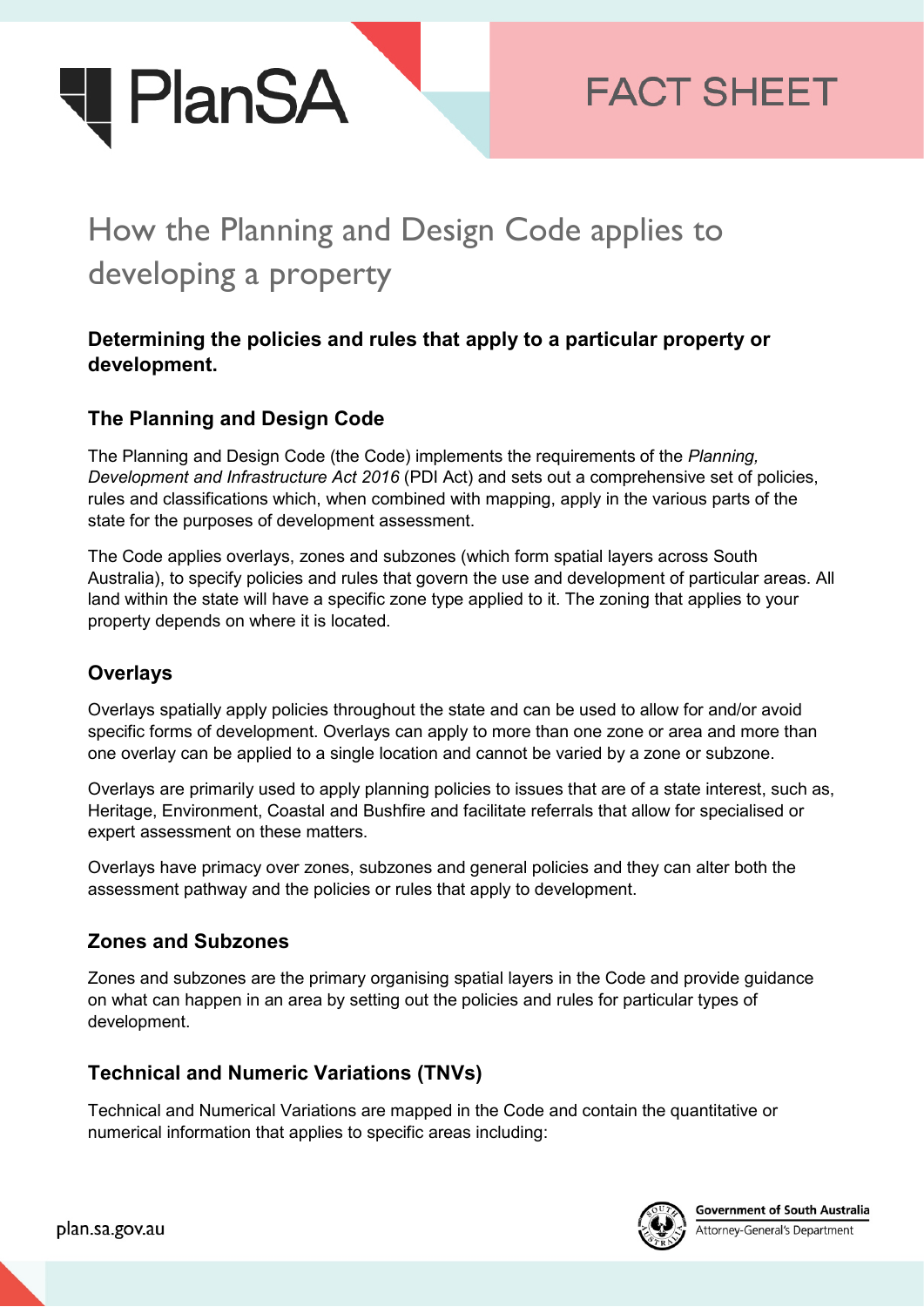PlanSA

FACT SHEET

# How the Planning and Design Code applies to developing a property

**Determining the policies and rules that apply to a particular property or development.**

## The Planning and Design Code

The Planning and Design Code (the Code) implements the requirements of the *Planning, Development and Infrastructure Act 2016* (PDI Act) and sets out a comprehensive set of policies, rules and classifications which, when combined with mapping, apply in the various parts of the state for the purposes of development assessment.

The Code applies overlays, zones and subzones (which form spatial layers across South Australia), to specify policies and rules that govern the use and development of particular areas. All land within the state will have a specific zone type applied to it. The zoning that applies to your property depends on where it is located.

## Overlays

Overlays spatially apply policies throughout the state and can be used to allow for and/or avoid specific forms of development. Overlays can apply to more than one zone or area and more than one overlay can be applied to a single location and cannot be varied by a zone or subzone.

Overlays are primarily used to apply planning policies to issues that are of a state interest, such as, Heritage, Environment, Coastal and Bushfire and facilitate referrals that allow for specialised or expert assessment on these matters.

Overlays have primacy over zones, subzones and general policies and they can alter both the assessment pathway and the policies or rules that apply to development.

## Zones and Subzones

Zones and subzones are the primary organising spatial layers in the Code and provide guidance on what can happen in an area by setting out the policies and rules for particular types of development.

## Technical and Numeric Variations (TNVs)

Technical and Numerical Variations are mapped in the Code and contain the quantitative or numerical information that applies to specific areas including: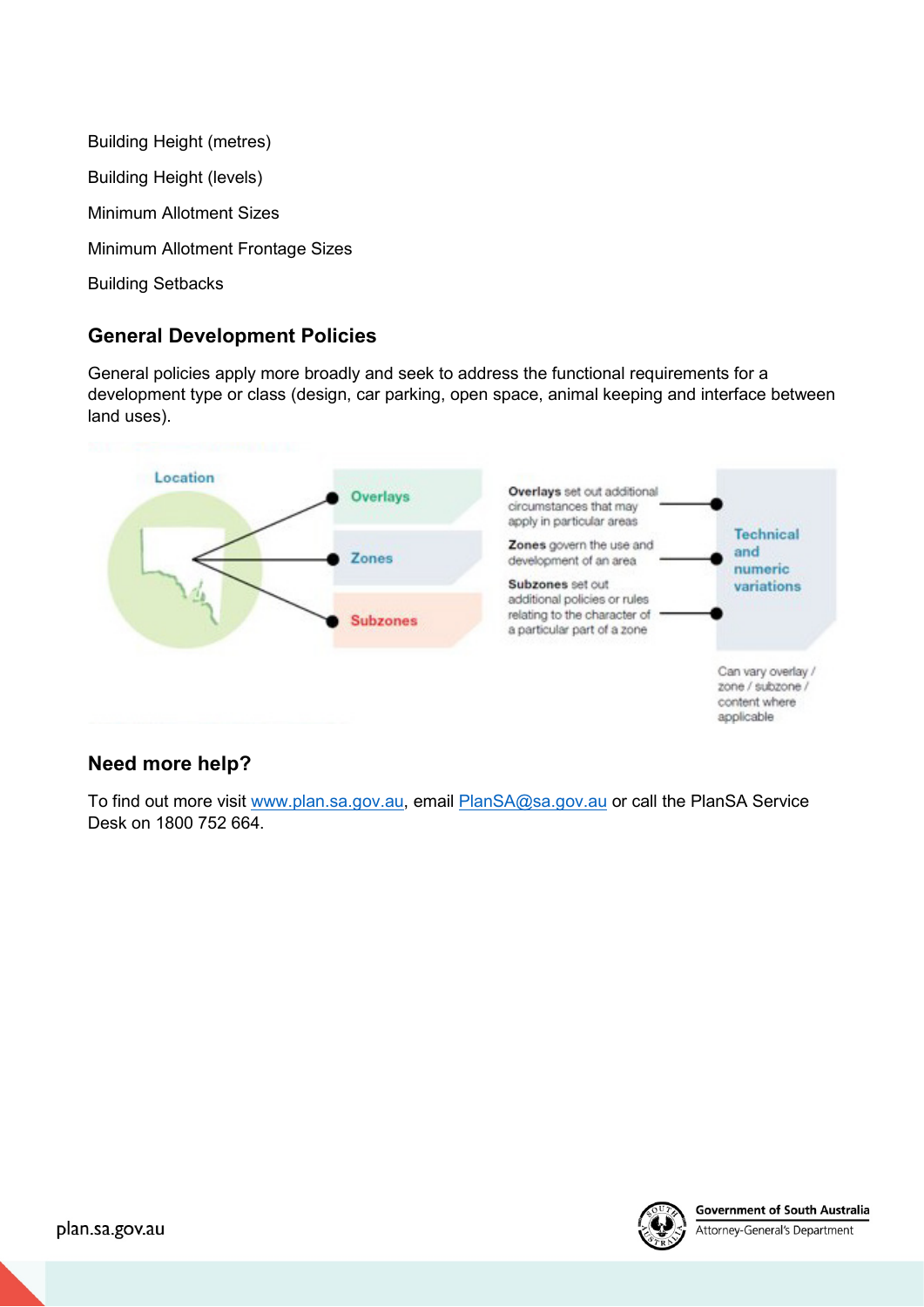Building Height (metres)

Building Height (levels)

Minimum Allotment Sizes

Minimum Allotment Frontage Sizes

Building Setbacks

## General Development Policies

General policies apply more broadly and seek to address the functional requirements for a development type or class (design, car parking, open space, animal keeping and interface between land uses).

Location

Overlays

Zones

Subzones

**Overlays** set out additional circumstances that may apply in particular areas

**Zones** govern the use and development of an area

**Subzones** set out additional policies or rules relating to the character of a particular part of a zone

Technical and numeric variations

Can vary overlay / zone / subzone / content where applicable

## Need more help?

To find out more visit [www.plan.sa.gov.au](http://www.plan.sa.gov.au), email [PlanSA@sa.gov.au](mailto:PlanSA@sa.gov.au) or call the PlanSA Service Desk on 1800 752 664.